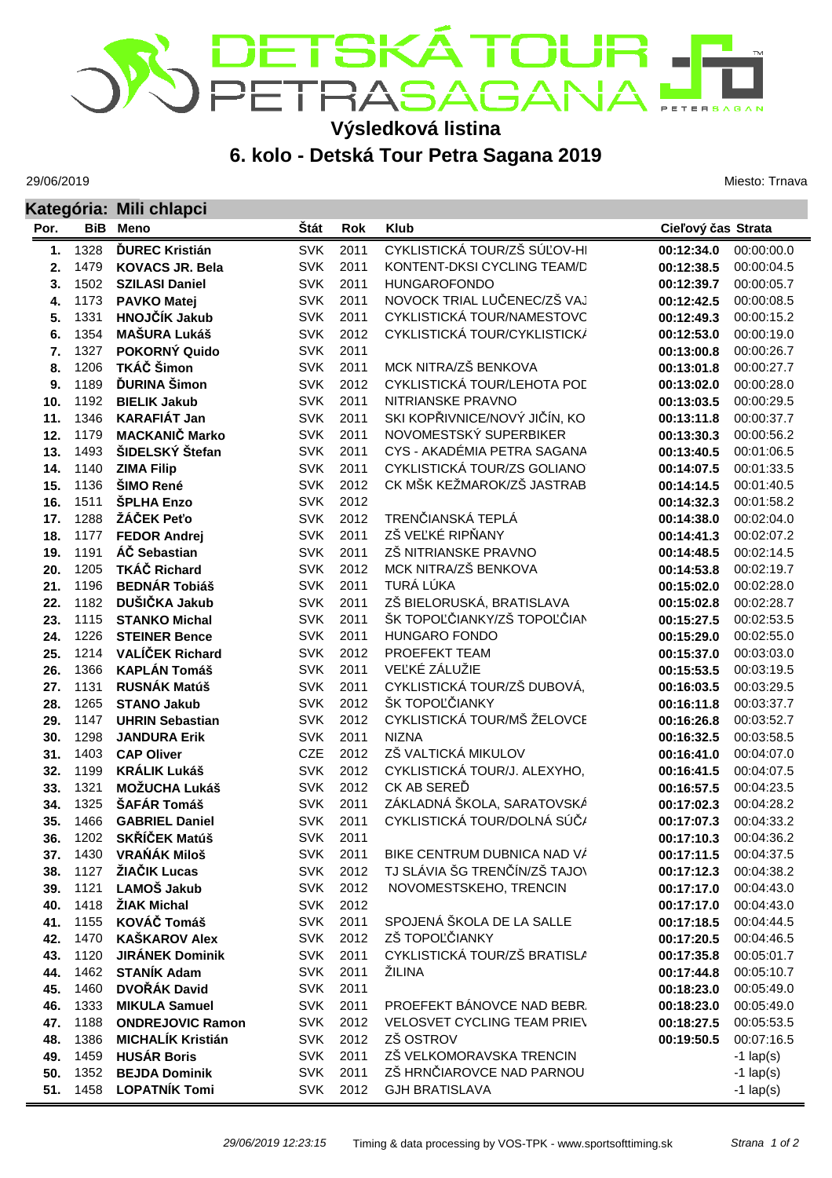# Výsledková listina

## 6. kolo - Detská Tour Petra Sagana 2019

29/06/2019

Miesto: Trnava

### Kategória: Mili chlapci

| Por. | BiB | Meno | Štát | Rok | Klub | Cieľový čas | Strata |
|---|---|---|---|---|---|---|---|
| 1. | 1328 | **ĎUREC Kristián** | SVK | 2011 | CYKLISTICKÁ TOUR/ZŠ SÚĽOV-HI | **00:12:34.0** | 00:00:00.0 |
| 2. | 1479 | **KOVACS JR. Bela** | SVK | 2011 | KONTENT-DKSI CYCLING TEAM/D | **00:12:38.5** | 00:00:04.5 |
| 3. | 1502 | **SZILASI Daniel** | SVK | 2011 | HUNGAROFONDO | **00:12:39.7** | 00:00:05.7 |
| 4. | 1173 | **PAVKO Matej** | SVK | 2011 | NOVOCK TRIAL LUČENEC/ZŠ VAJ | **00:12:42.5** | 00:00:08.5 |
| 5. | 1331 | **HNOJČÍK Jakub** | SVK | 2011 | CYKLISTICKÁ TOUR/NAMESTOVO | **00:12:49.3** | 00:00:15.2 |
| 6. | 1354 | **MAŠURA Lukáš** | SVK | 2012 | CYKLISTICKÁ TOUR/CYKLISTICKÁ | **00:12:53.0** | 00:00:19.0 |
| 7. | 1327 | **POKORNÝ Quido** | SVK | 2011 | | **00:13:00.8** | 00:00:26.7 |
| 8. | 1206 | **TKÁČ Šimon** | SVK | 2011 | MCK NITRA/ZŠ BENKOVA | **00:13:01.8** | 00:00:27.7 |
| 9. | 1189 | **ĎURINA Šimon** | SVK | 2012 | CYKLISTICKÁ TOUR/LEHOTA POD | **00:13:02.0** | 00:00:28.0 |
| 10. | 1192 | **BIELIK Jakub** | SVK | 2011 | NITRIANSKE PRAVNO | **00:13:03.5** | 00:00:29.5 |
| 11. | 1346 | **KARAFIÁT Jan** | SVK | 2011 | SKI KOPŘIVNICE/NOVÝ JIČÍN, KO | **00:13:11.8** | 00:00:37.7 |
| 12. | 1179 | **MACKANIČ Marko** | SVK | 2011 | NOVOMESTSKÝ SUPERBIKER | **00:13:30.3** | 00:00:56.2 |
| 13. | 1493 | **ŠIDELSKÝ Štefan** | SVK | 2011 | CYS - AKADÉMIA PETRA SAGANA | **00:13:40.5** | 00:01:06.5 |
| 14. | 1140 | **ZIMA Filip** | SVK | 2011 | CYKLISTICKÁ TOUR/ZS GOLIANO | **00:14:07.5** | 00:01:33.5 |
| 15. | 1136 | **ŠIMO René** | SVK | 2012 | CK MŠK KEŽMAROK/ZŠ JASTRAB | **00:14:14.5** | 00:01:40.5 |
| 16. | 1511 | **ŠPLHA Enzo** | SVK | 2012 | | **00:14:32.3** | 00:01:58.2 |
| 17. | 1288 | **ŽÁČEK Peťo** | SVK | 2012 | TRENČIANSKÁ TEPLÁ | **00:14:38.0** | 00:02:04.0 |
| 18. | 1177 | **FEDOR Andrej** | SVK | 2011 | ZŠ VEĽKÉ RIPŇANY | **00:14:41.3** | 00:02:07.2 |
| 19. | 1191 | **ÁČ Sebastian** | SVK | 2011 | ZŠ NITRIANSKE PRAVNO | **00:14:48.5** | 00:02:14.5 |
| 20. | 1205 | **TKÁČ Richard** | SVK | 2012 | MCK NITRA/ZŠ BENKOVA | **00:14:53.8** | 00:02:19.7 |
| 21. | 1196 | **BEDNÁR Tobiáš** | SVK | 2011 | TURÁ LÚKA | **00:15:02.0** | 00:02:28.0 |
| 22. | 1182 | **DUŠIČKA Jakub** | SVK | 2011 | ZŠ BIELORUSKÁ, BRATISLAVA | **00:15:02.8** | 00:02:28.7 |
| 23. | 1115 | **STANKO Michal** | SVK | 2011 | ŠK TOPOĽČIANKY/ZŠ TOPOĽČIAN | **00:15:27.5** | 00:02:53.5 |
| 24. | 1226 | **STEINER Bence** | SVK | 2011 | HUNGARO FONDO | **00:15:29.0** | 00:02:55.0 |
| 25. | 1214 | **VALÍČEK Richard** | SVK | 2012 | PROEFEKT TEAM | **00:15:37.0** | 00:03:03.0 |
| 26. | 1366 | **KAPLÁN Tomáš** | SVK | 2011 | VEĽKÉ ZÁLUŽIE | **00:15:53.5** | 00:03:19.5 |
| 27. | 1131 | **RUSNÁK Matúš** | SVK | 2011 | CYKLISTICKÁ TOUR/ZŠ DUBOVÁ, | **00:16:03.5** | 00:03:29.5 |
| 28. | 1265 | **STANO Jakub** | SVK | 2012 | ŠK TOPOĽČIANKY | **00:16:11.8** | 00:03:37.7 |
| 29. | 1147 | **UHRIN Sebastian** | SVK | 2012 | CYKLISTICKÁ TOUR/MŠ ŽELOVCE | **00:16:26.8** | 00:03:52.7 |
| 30. | 1298 | **JANDURA Erik** | SVK | 2011 | NIZNA | **00:16:32.5** | 00:03:58.5 |
| 31. | 1403 | **CAP Oliver** | CZE | 2012 | ZŠ VALTICKÁ MIKULOV | **00:16:41.0** | 00:04:07.0 |
| 32. | 1199 | **KRÁLIK Lukáš** | SVK | 2012 | CYKLISTICKÁ TOUR/J. ALEXYHO, | **00:16:41.5** | 00:04:07.5 |
| 33. | 1321 | **MOŽUCHA Lukáš** | SVK | 2012 | CK AB SEREĎ | **00:16:57.5** | 00:04:23.5 |
| 34. | 1325 | **ŠAFÁR Tomáš** | SVK | 2011 | ZÁKLADNÁ ŠKOLA, SARATOVSKÁ | **00:17:02.3** | 00:04:28.2 |
| 35. | 1466 | **GABRIEL Daniel** | SVK | 2011 | CYKLISTICKÁ TOUR/DOLNÁ SÚČA | **00:17:07.3** | 00:04:33.2 |
| 36. | 1202 | **SKŘÍČEK Matúš** | SVK | 2011 | | **00:17:10.3** | 00:04:36.2 |
| 37. | 1430 | **VRAŇÁK Miloš** | SVK | 2011 | BIKE CENTRUM DUBNICA NAD VÁ | **00:17:11.5** | 00:04:37.5 |
| 38. | 1127 | **ŽIAČIK Lucas** | SVK | 2012 | TJ SLÁVIA ŠG TRENČÍN/ZŠ TAJOV | **00:17:12.3** | 00:04:38.2 |
| 39. | 1121 | **LAMOŠ Jakub** | SVK | 2012 | NOVOMESTSKEHO, TRENCIN | **00:17:17.0** | 00:04:43.0 |
| 40. | 1418 | **ŽIAK Michal** | SVK | 2012 | | **00:17:17.0** | 00:04:43.0 |
| 41. | 1155 | **KOVÁČ Tomáš** | SVK | 2011 | SPOJENÁ ŠKOLA DE LA SALLE | **00:17:18.5** | 00:04:44.5 |
| 42. | 1470 | **KAŠKAROV Alex** | SVK | 2012 | ZŠ TOPOĽČIANKY | **00:17:20.5** | 00:04:46.5 |
| 43. | 1120 | **JIRÁNEK Dominik** | SVK | 2011 | CYKLISTICKÁ TOUR/ZŠ BRATISLA | **00:17:35.8** | 00:05:01.7 |
| 44. | 1462 | **STANÍK Adam** | SVK | 2011 | ŽILINA | **00:17:44.8** | 00:05:10.7 |
| 45. | 1460 | **DVOŘÁK David** | SVK | 2011 | | **00:18:23.0** | 00:05:49.0 |
| 46. | 1333 | **MIKULA Samuel** | SVK | 2011 | PROEFEKT BÁNOVCE NAD BEBR. | **00:18:23.0** | 00:05:49.0 |
| 47. | 1188 | **ONDREJOVIC Ramon** | SVK | 2012 | VELOSVET CYCLING TEAM PRIEV | **00:18:27.5** | 00:05:53.5 |
| 48. | 1386 | **MICHALÍK Kristián** | SVK | 2012 | ZŠ OSTROV | **00:19:50.5** | 00:07:16.5 |
| 49. | 1459 | **HUSÁR Boris** | SVK | 2011 | ZŠ VELKOMORAVSKA TRENCIN | | -1 lap(s) |
| 50. | 1352 | **BEJDA Dominik** | SVK | 2011 | ZŠ HRNČIAROVCE NAD PARNOU | | -1 lap(s) |
| 51. | 1458 | **LOPATNÍK Tomi** | SVK | 2012 | GJH BRATISLAVA | | -1 lap(s) |

*29/06/2019 12:23:15* Timing & data processing by VOS-TPK - www.sportsofttiming.sk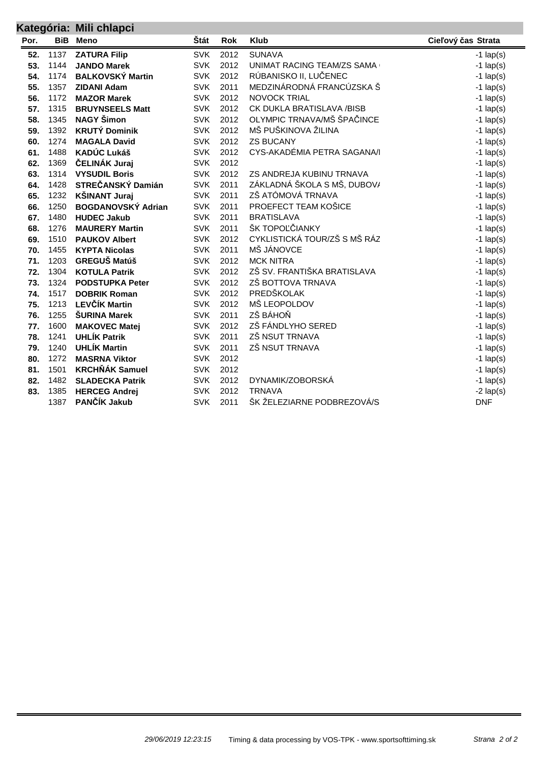## Kategória: Mili chlapci

| Por. | BiB | Meno | Štát | Rok | Klub | Cieľový čas | Strata |
|---|---|---|---|---|---|---|---|
| 52. | 1137 | **ZATURA Filip** | SVK | 2012 | SUNAVA | | -1 lap(s) |
| 53. | 1144 | **JANDO Marek** | SVK | 2012 | UNIMAT RACING TEAM/ZS SAMA | | -1 lap(s) |
| 54. | 1174 | **BALKOVSKÝ Martin** | SVK | 2012 | RÚBANISKO II, LUČENEC | | -1 lap(s) |
| 55. | 1357 | **ZIDANI Adam** | SVK | 2011 | MEDZINÁRODNÁ FRANCÚZSKA Š | | -1 lap(s) |
| 56. | 1172 | **MAZOR Marek** | SVK | 2012 | NOVOCK TRIAL | | -1 lap(s) |
| 57. | 1315 | **BRUYNSEELS Matt** | SVK | 2012 | CK DUKLA BRATISLAVA /BISB | | -1 lap(s) |
| 58. | 1345 | **NAGY Šimon** | SVK | 2012 | OLYMPIC TRNAVA/MŠ ŠPAČINCE | | -1 lap(s) |
| 59. | 1392 | **KRUTÝ Dominik** | SVK | 2012 | MŠ PUŠKINOVA ŽILINA | | -1 lap(s) |
| 60. | 1274 | **MAGALA David** | SVK | 2012 | ZS BUCANY | | -1 lap(s) |
| 61. | 1488 | **KADÚC Lukáš** | SVK | 2012 | CYS-AKADÉMIA PETRA SAGANA/I | | -1 lap(s) |
| 62. | 1369 | **ČELINÁK Juraj** | SVK | 2012 | | | -1 lap(s) |
| 63. | 1314 | **VYSUDIL Boris** | SVK | 2012 | ZS ANDREJA KUBINU TRNAVA | | -1 lap(s) |
| 64. | 1428 | **STREČANSKÝ Damián** | SVK | 2011 | ZÁKLADNÁ ŠKOLA S MŠ, DUBOV/ | | -1 lap(s) |
| 65. | 1232 | **KŠINANT Juraj** | SVK | 2011 | ZŠ ATÓMOVÁ TRNAVA | | -1 lap(s) |
| 66. | 1250 | **BOGDANOVSKÝ Adrian** | SVK | 2011 | PROEFECT TEAM KOŠICE | | -1 lap(s) |
| 67. | 1480 | **HUDEC Jakub** | SVK | 2011 | BRATISLAVA | | -1 lap(s) |
| 68. | 1276 | **MAURERY Martin** | SVK | 2011 | ŠK TOPOĽČIANKY | | -1 lap(s) |
| 69. | 1510 | **PAUKOV Albert** | SVK | 2012 | CYKLISTICKÁ TOUR/ZŠ S MŠ RÁZ | | -1 lap(s) |
| 70. | 1455 | **KYPTA Nicolas** | SVK | 2011 | MŠ JÁNOVCE | | -1 lap(s) |
| 71. | 1203 | **GREGUŠ Matúš** | SVK | 2012 | MCK NITRA | | -1 lap(s) |
| 72. | 1304 | **KOTULA Patrik** | SVK | 2012 | ZŠ SV. FRANTIŠKA BRATISLAVA | | -1 lap(s) |
| 73. | 1324 | **PODSTUPKA Peter** | SVK | 2012 | ZŠ BOTTOVA TRNAVA | | -1 lap(s) |
| 74. | 1517 | **DOBRIK Roman** | SVK | 2012 | PREDŠKOLAK | | -1 lap(s) |
| 75. | 1213 | **LEVČÍK Martin** | SVK | 2012 | MŠ LEOPOLDOV | | -1 lap(s) |
| 76. | 1255 | **ŠURINA Marek** | SVK | 2011 | ZŠ BÁHOŇ | | -1 lap(s) |
| 77. | 1600 | **MAKOVEC Matej** | SVK | 2012 | ZŠ FÁNDLYHO SERED | | -1 lap(s) |
| 78. | 1241 | **UHLÍK Patrik** | SVK | 2011 | ZŠ NSUT TRNAVA | | -1 lap(s) |
| 79. | 1240 | **UHLÍK Martin** | SVK | 2011 | ZŠ NSUT TRNAVA | | -1 lap(s) |
| 80. | 1272 | **MASRNA Viktor** | SVK | 2012 | | | -1 lap(s) |
| 81. | 1501 | **KRCHŇÁK Samuel** | SVK | 2012 | | | -1 lap(s) |
| 82. | 1482 | **SLADECKA Patrik** | SVK | 2012 | DYNAMIK/ZOBORSKÁ | | -1 lap(s) |
| 83. | 1385 | **HERCEG Andrej** | SVK | 2012 | TRNAVA | | -2 lap(s) |
| | 1387 | **PANČÍK Jakub** | SVK | 2011 | ŠK ŽELEZIARNE PODBREZOVÁ/S | | DNF |

*29/06/2019 12:23:15* Timing & data processing by VOS-TPK - www.sportsofttiming.sk